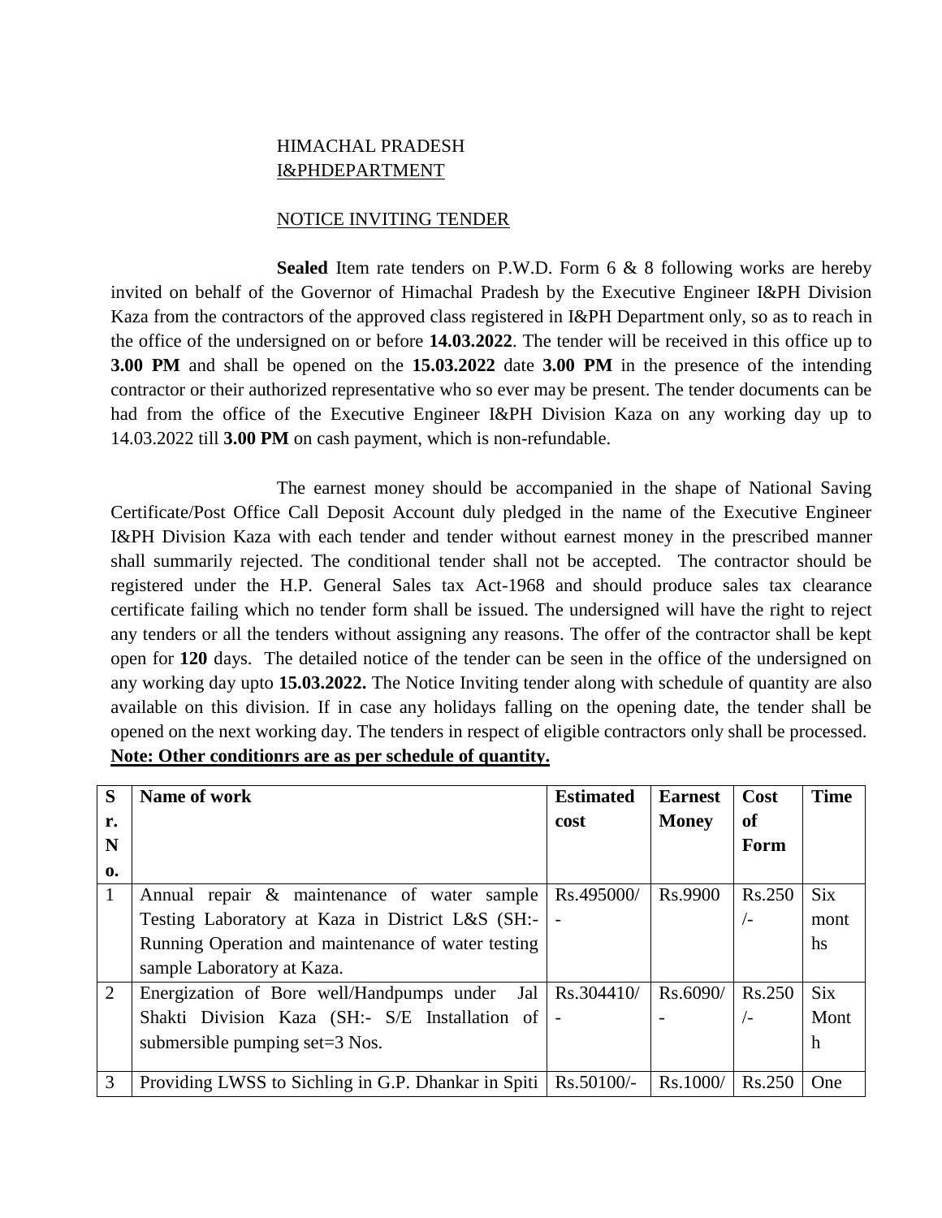HIMACHAL PRADESH
I&PHDEPARTMENT

NOTICE INVITING TENDER

**Sealed** Item rate tenders on P.W.D. Form 6 & 8 following works are hereby invited on behalf of the Governor of Himachal Pradesh by the Executive Engineer I&PH Division Kaza from the contractors of the approved class registered in I&PH Department only, so as to reach in the office of the undersigned on or before **14.03.2022**. The tender will be received in this office up to **3.00 PM** and shall be opened on the **15.03.2022** date **3.00 PM** in the presence of the intending contractor or their authorized representative who so ever may be present. The tender documents can be had from the office of the Executive Engineer I&PH Division Kaza on any working day up to 14.03.2022 till **3.00 PM** on cash payment, which is non-refundable.

The earnest money should be accompanied in the shape of National Saving Certificate/Post Office Call Deposit Account duly pledged in the name of the Executive Engineer I&PH Division Kaza with each tender and tender without earnest money in the prescribed manner shall summarily rejected. The conditional tender shall not be accepted. The contractor should be registered under the H.P. General Sales tax Act-1968 and should produce sales tax clearance certificate failing which no tender form shall be issued. The undersigned will have the right to reject any tenders or all the tenders without assigning any reasons. The offer of the contractor shall be kept open for **120** days. The detailed notice of the tender can be seen in the office of the undersigned on any working day upto **15.03.2022.** The Notice Inviting tender along with schedule of quantity are also available on this division. If in case any holidays falling on the opening date, the tender shall be opened on the next working day. The tenders in respect of eligible contractors only shall be processed.

**Note: Other conditionrs are as per schedule of quantity.**

| Sr. No. | Name of work | Estimated cost | Earnest Money | Cost of Form | Time |
|---|---|---|---|---|---|
| 1 | Annual repair & maintenance of water sample Testing Laboratory at Kaza in District L&S (SH:- Running Operation and maintenance of water testing sample Laboratory at Kaza. | Rs.495000/- | Rs.9900 | Rs.250/- | Six months |
| 2 | Energization of Bore well/Handpumps under Jal Shakti Division Kaza (SH:- S/E Installation of submersible pumping set=3 Nos. | Rs.304410/- | Rs.6090/- | Rs.250/- | Six Month |
| 3 | Providing LWSS to Sichling in G.P. Dhankar in Spiti | Rs.50100/- | Rs.1000/ | Rs.250 | One |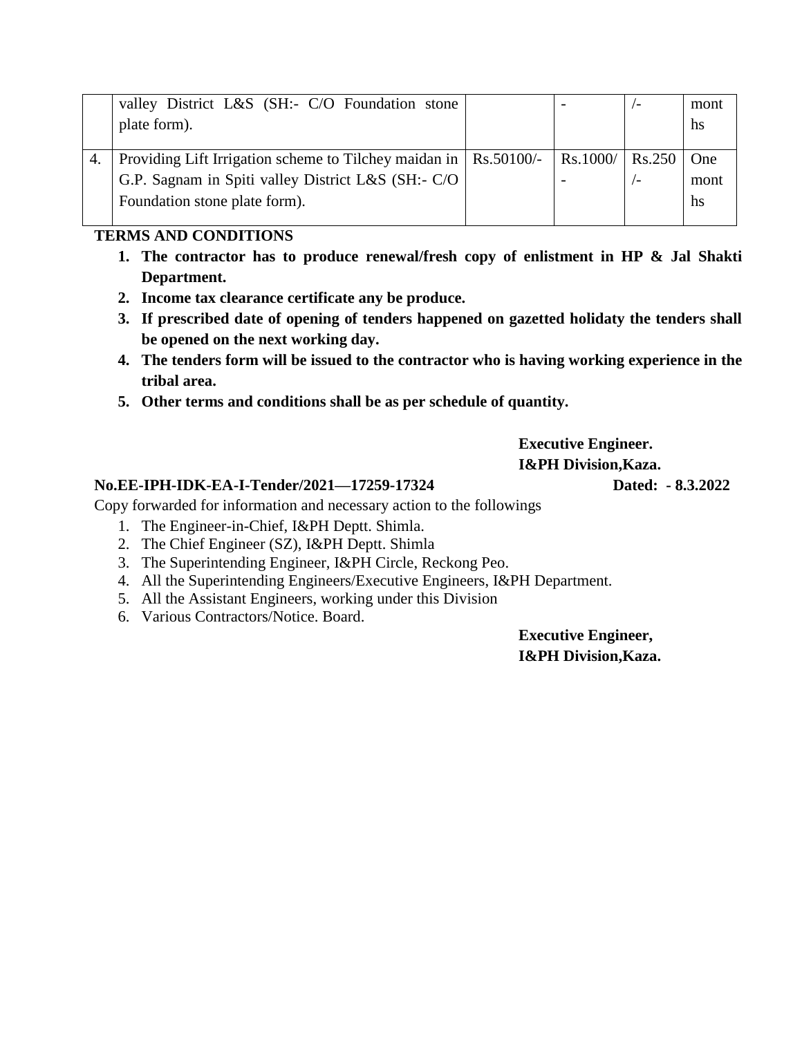| | | | | | |
|---|---|---|---|---|---|
| | valley District L&S (SH:- C/O Foundation stone plate form). | | - | /- | months |
| 4. | Providing Lift Irrigation scheme to Tilchey maidan in G.P. Sagnam in Spiti valley District L&S (SH:- C/O Foundation stone plate form). | Rs.50100/- | Rs.1000/- | Rs.250/- | One months |

**TERMS AND CONDITIONS**

1. **The contractor has to produce renewal/fresh copy of enlistment in HP & Jal Shakti Department.**
2. **Income tax clearance certificate any be produce.**
3. **If prescribed date of opening of tenders happened on gazetted holidaty the tenders shall be opened on the next working day.**
4. **The tenders form will be issued to the contractor who is having working experience in the tribal area.**
5. **Other terms and conditions shall be as per schedule of quantity.**

**Executive Engineer.**
**I&PH Division,Kaza.**

**No.EE-IPH-IDK-EA-I-Tender/2021—17259-17324** **Dated: - 8.3.2022**

Copy forwarded for information and necessary action to the followings

1. The Engineer-in-Chief, I&PH Deptt. Shimla.
2. The Chief Engineer (SZ), I&PH Deptt. Shimla
3. The Superintending Engineer, I&PH Circle, Reckong Peo.
4. All the Superintending Engineers/Executive Engineers, I&PH Department.
5. All the Assistant Engineers, working under this Division
6. Various Contractors/Notice. Board.

**Executive Engineer,**
**I&PH Division,Kaza.**